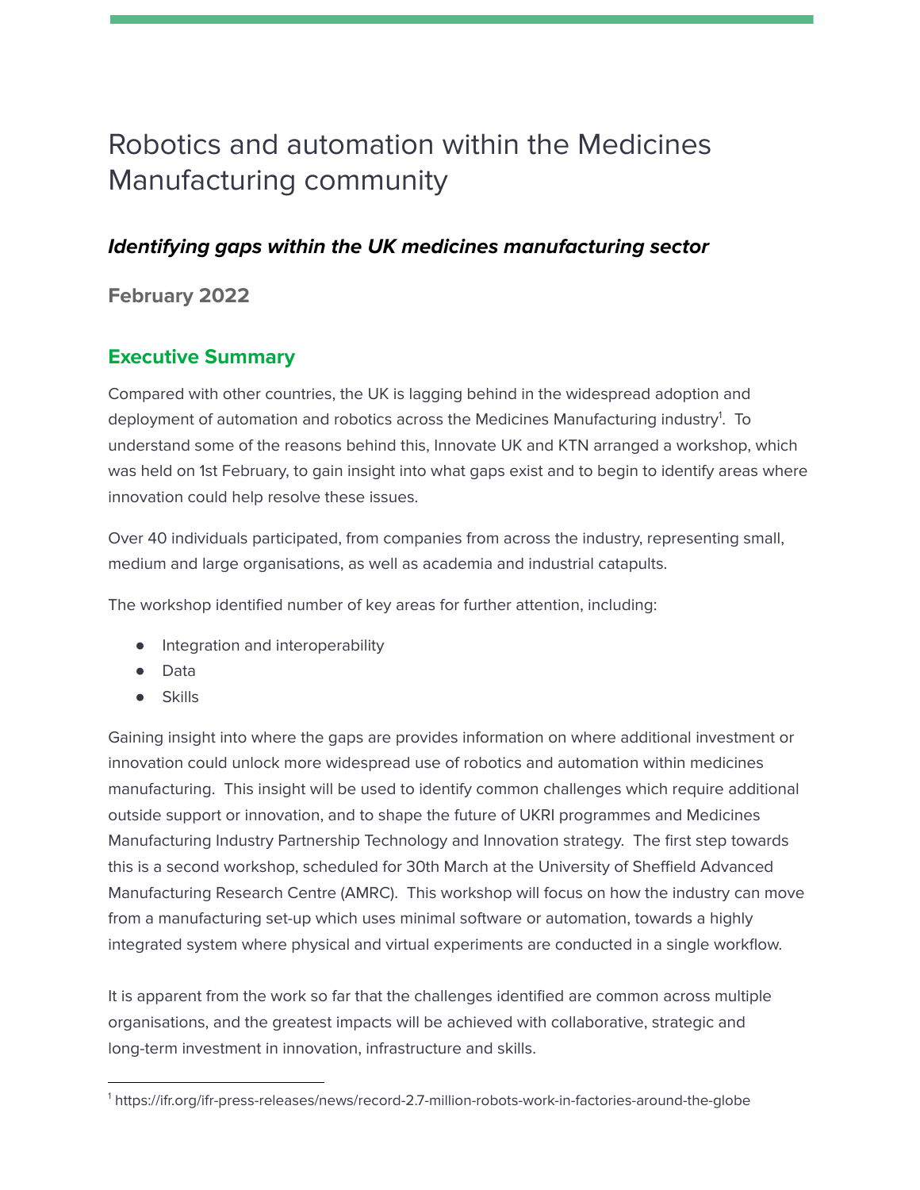# Robotics and automation within the Medicines Manufacturing community

### ***Identifying gaps within the UK medicines manufacturing sector***

**February 2022**

## Executive Summary

Compared with other countries, the UK is lagging behind in the widespread adoption and deployment of automation and robotics across the Medicines Manufacturing industry[1]. To understand some of the reasons behind this, Innovate UK and KTN arranged a workshop, which was held on 1st February, to gain insight into what gaps exist and to begin to identify areas where innovation could help resolve these issues.

Over 40 individuals participated, from companies from across the industry, representing small, medium and large organisations, as well as academia and industrial catapults.

The workshop identified number of key areas for further attention, including:

- Integration and interoperability
- Data
- Skills

Gaining insight into where the gaps are provides information on where additional investment or innovation could unlock more widespread use of robotics and automation within medicines manufacturing. This insight will be used to identify common challenges which require additional outside support or innovation, and to shape the future of UKRI programmes and Medicines Manufacturing Industry Partnership Technology and Innovation strategy. The first step towards this is a second workshop, scheduled for 30th March at the University of Sheffield Advanced Manufacturing Research Centre (AMRC). This workshop will focus on how the industry can move from a manufacturing set-up which uses minimal software or automation, towards a highly integrated system where physical and virtual experiments are conducted in a single workflow.

It is apparent from the work so far that the challenges identified are common across multiple organisations, and the greatest impacts will be achieved with collaborative, strategic and long-term investment in innovation, infrastructure and skills.

---

[1] https://ifr.org/ifr-press-releases/news/record-2.7-million-robots-work-in-factories-around-the-globe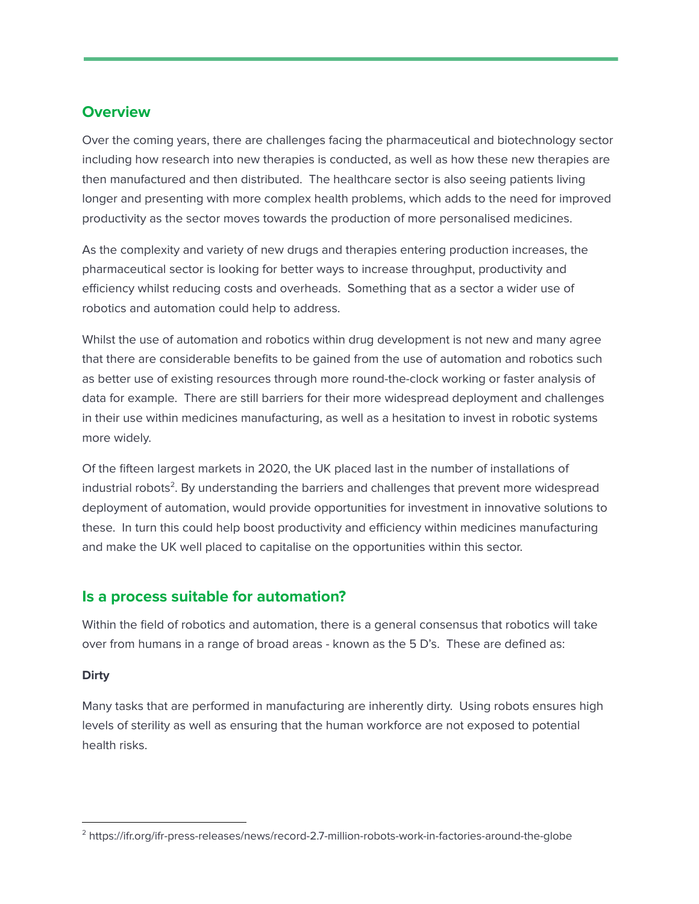## Overview

Over the coming years, there are challenges facing the pharmaceutical and biotechnology sector including how research into new therapies is conducted, as well as how these new therapies are then manufactured and then distributed. The healthcare sector is also seeing patients living longer and presenting with more complex health problems, which adds to the need for improved productivity as the sector moves towards the production of more personalised medicines.

As the complexity and variety of new drugs and therapies entering production increases, the pharmaceutical sector is looking for better ways to increase throughput, productivity and efficiency whilst reducing costs and overheads. Something that as a sector a wider use of robotics and automation could help to address.

Whilst the use of automation and robotics within drug development is not new and many agree that there are considerable benefits to be gained from the use of automation and robotics such as better use of existing resources through more round-the-clock working or faster analysis of data for example. There are still barriers for their more widespread deployment and challenges in their use within medicines manufacturing, as well as a hesitation to invest in robotic systems more widely.

Of the fifteen largest markets in 2020, the UK placed last in the number of installations of industrial robots[2]. By understanding the barriers and challenges that prevent more widespread deployment of automation, would provide opportunities for investment in innovative solutions to these. In turn this could help boost productivity and efficiency within medicines manufacturing and make the UK well placed to capitalise on the opportunities within this sector.

## Is a process suitable for automation?

Within the field of robotics and automation, there is a general consensus that robotics will take over from humans in a range of broad areas - known as the 5 D's. These are defined as:

**Dirty**

Many tasks that are performed in manufacturing are inherently dirty. Using robots ensures high levels of sterility as well as ensuring that the human workforce are not exposed to potential health risks.

---

[2] https://ifr.org/ifr-press-releases/news/record-2.7-million-robots-work-in-factories-around-the-globe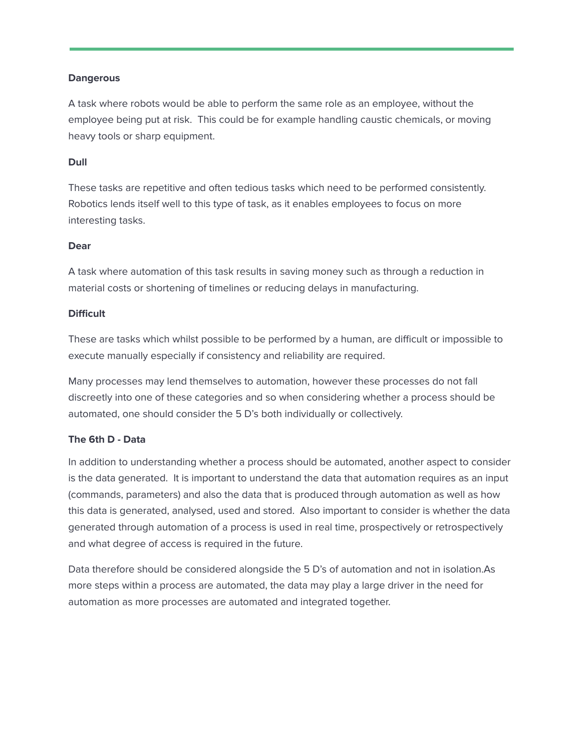**Dangerous**

A task where robots would be able to perform the same role as an employee, without the employee being put at risk.  This could be for example handling caustic chemicals, or moving heavy tools or sharp equipment.

**Dull**

These tasks are repetitive and often tedious tasks which need to be performed consistently. Robotics lends itself well to this type of task, as it enables employees to focus on more interesting tasks.

**Dear**

A task where automation of this task results in saving money such as through a reduction in material costs or shortening of timelines or reducing delays in manufacturing.

**Difficult**

These are tasks which whilst possible to be performed by a human, are difficult or impossible to execute manually especially if consistency and reliability are required.

Many processes may lend themselves to automation, however these processes do not fall discreetly into one of these categories and so when considering whether a process should be automated, one should consider the 5 D's both individually or collectively.

**The 6th D - Data**

In addition to understanding whether a process should be automated, another aspect to consider is the data generated.  It is important to understand the data that automation requires as an input (commands, parameters) and also the data that is produced through automation as well as how this data is generated, analysed, used and stored.  Also important to consider is whether the data generated through automation of a process is used in real time, prospectively or retrospectively and what degree of access is required in the future.

Data therefore should be considered alongside the 5 D's of automation and not in isolation.As more steps within a process are automated, the data may play a large driver in the need for automation as more processes are automated and integrated together.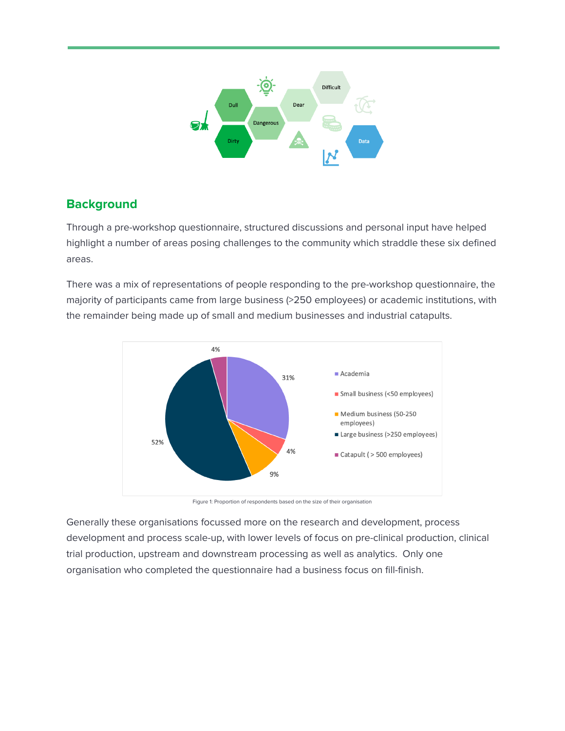Dull

Dirty

Dangerous

Dear

Difficult

Data

## Background

Through a pre-workshop questionnaire, structured discussions and personal input have helped highlight a number of areas posing challenges to the community which straddle these six defined areas.

There was a mix of representations of people responding to the pre-workshop questionnaire, the majority of participants came from large business (>250 employees) or academic institutions, with the remainder being made up of small and medium businesses and industrial catapults.

4%
31%
4%
9%
52%

Academia
Small business (<50 employees)
Medium business (50-250 employees)
Large business (>250 employees)
Catapult ( > 500 employees)

Figure 1: Proportion of respondents based on the size of their organisation

Generally these organisations focussed more on the research and development, process development and process scale-up, with lower levels of focus on pre-clinical production, clinical trial production, upstream and downstream processing as well as analytics. Only one organisation who completed the questionnaire had a business focus on fill-finish.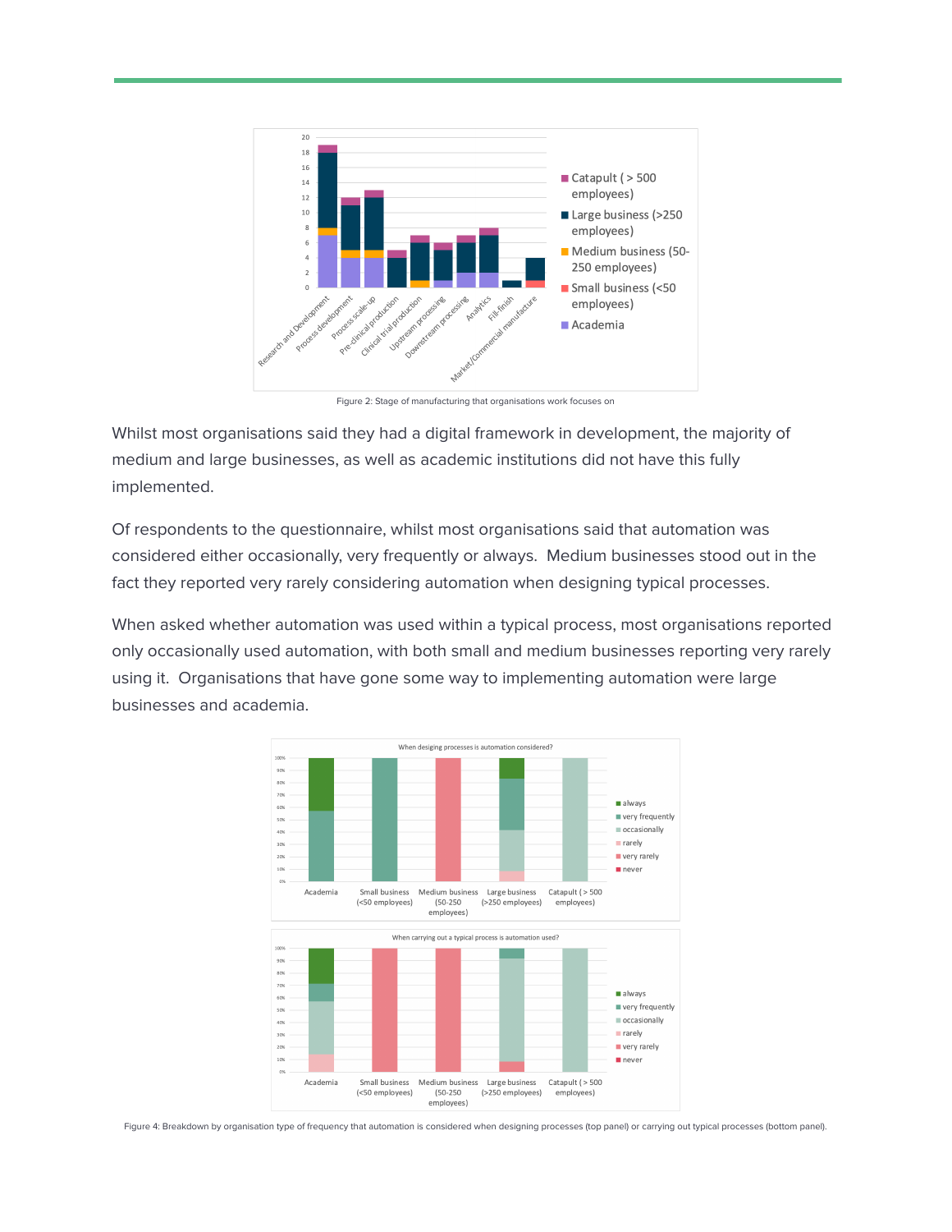20
18
16
14
12
10
8
6
4
2
0

Research and Development
Process development
Process scale-up
Pre-clinical production
Clinical trial production
Upstream processing
Downstream processing
Analytics
Fill-finish
Market/Commercial manufacture

Catapult ( > 500 employees)
Large business (>250 employees)
Medium business (50-250 employees)
Small business (<50 employees)
Academia

Figure 2: Stage of manufacturing that organisations work focuses on

Whilst most organisations said they had a digital framework in development, the majority of medium and large businesses, as well as academic institutions did not have this fully implemented.

Of respondents to the questionnaire, whilst most organisations said that automation was considered either occasionally, very frequently or always. Medium businesses stood out in the fact they reported very rarely considering automation when designing typical processes.

When asked whether automation was used within a typical process, most organisations reported only occasionally used automation, with both small and medium businesses reporting very rarely using it. Organisations that have gone some way to implementing automation were large businesses and academia.

When designing processes is automation considered?

100%
90%
80%
70%
60%
50%
40%
30%
20%
10%
0%

Academia
Small business (<50 employees)
Medium business (50-250 employees)
Large business (>250 employees)
Catapult ( > 500 employees)

always
very frequently
occasionally
rarely
very rarely
never

When carrying out a typical process is automation used?

100%
90%
80%
70%
60%
50%
40%
30%
20%
10%
0%

Academia
Small business (<50 employees)
Medium business (50-250 employees)
Large business (>250 employees)
Catapult ( > 500 employees)

always
very frequently
occasionally
rarely
very rarely
never

Figure 4: Breakdown by organisation type of frequency that automation is considered when designing processes (top panel) or carrying out typical processes (bottom panel).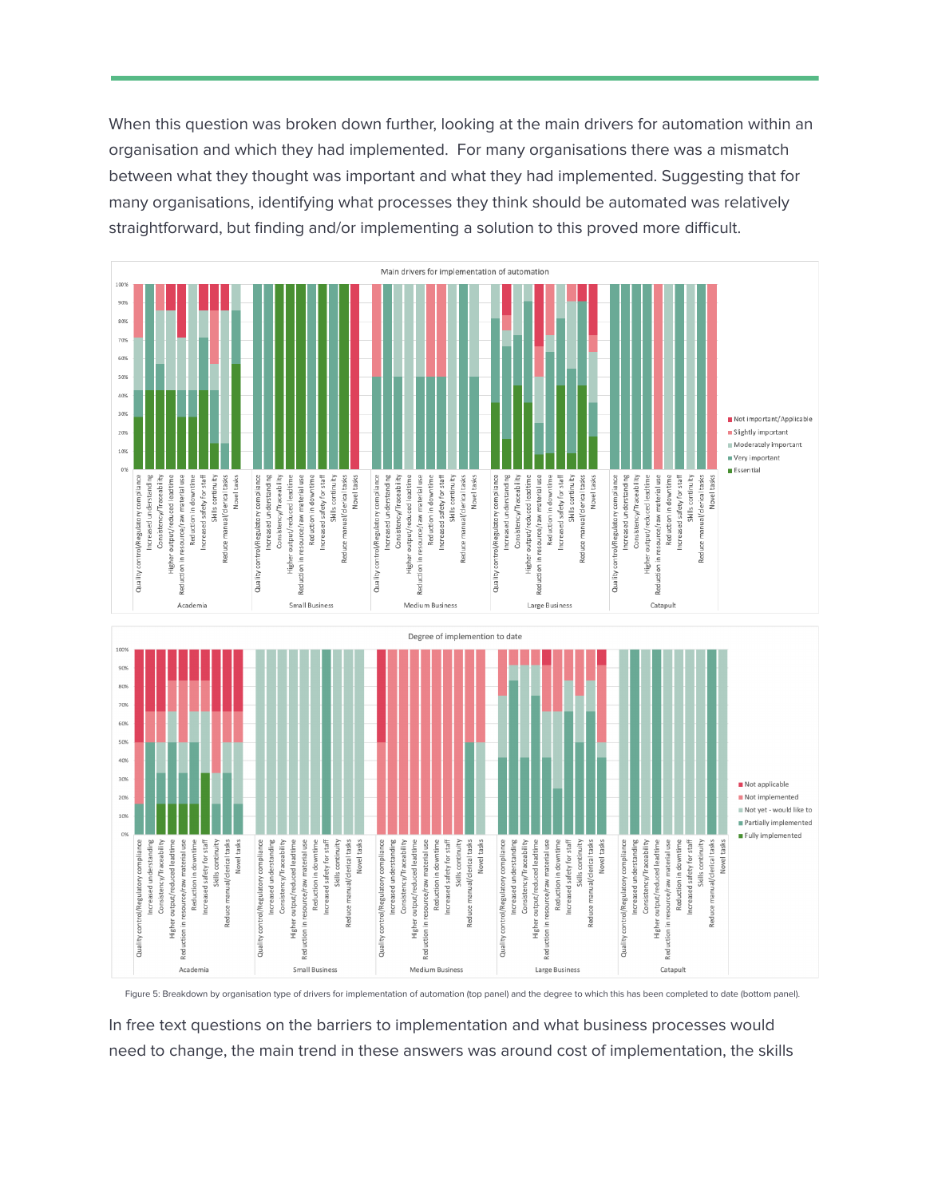When this question was broken down further, looking at the main drivers for automation within an organisation and which they had implemented. For many organisations there was a mismatch between what they thought was important and what they had implemented. Suggesting that for many organisations, identifying what processes they think should be automated was relatively straightforward, but finding and/or implementing a solution to this proved more difficult.

Figure 5: Breakdown by organisation type of drivers for implementation of automation (top panel) and the degree to which this has been completed to date (bottom panel).

In free text questions on the barriers to implementation and what business processes would need to change, the main trend in these answers was around cost of implementation, the skills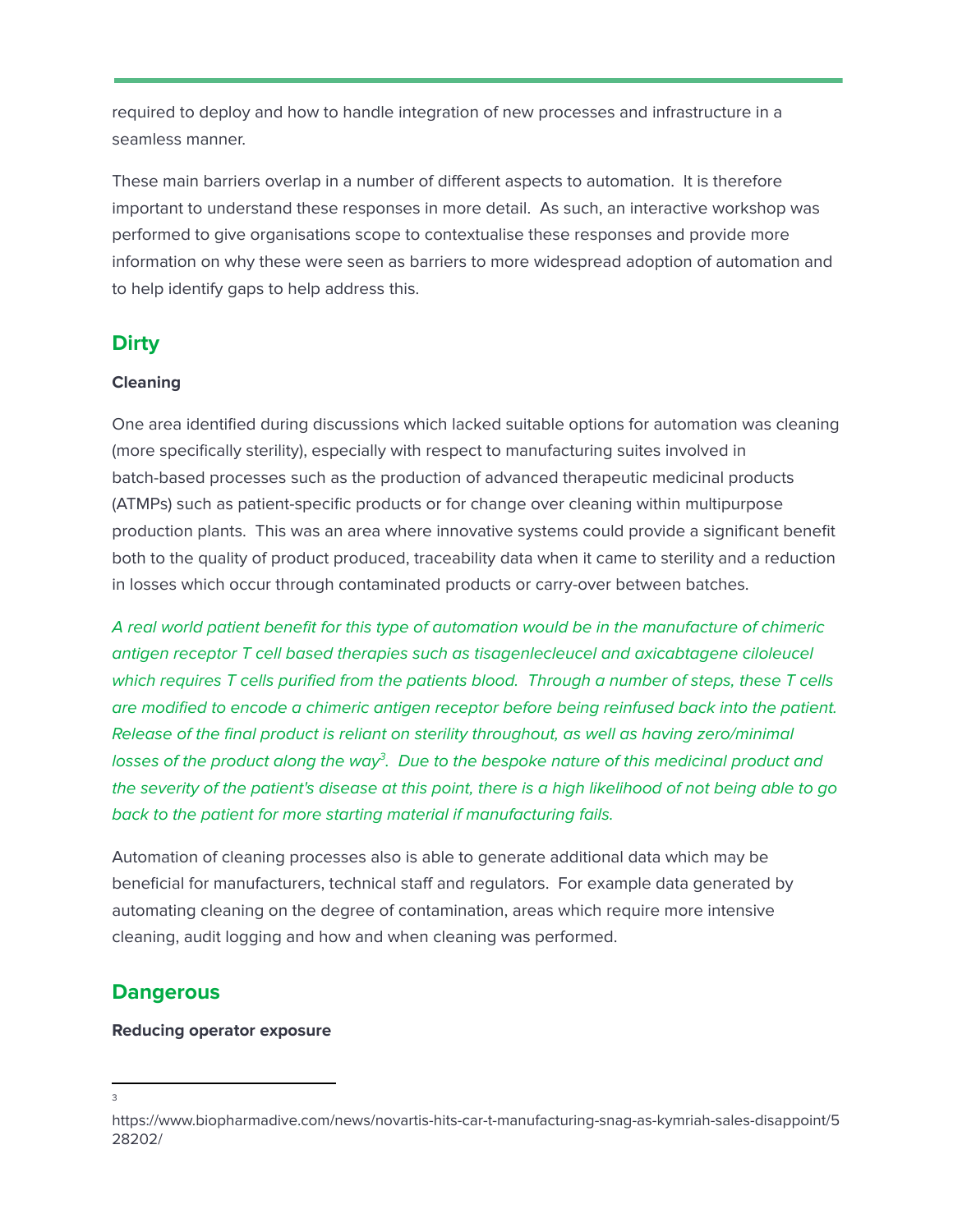required to deploy and how to handle integration of new processes and infrastructure in a seamless manner.

These main barriers overlap in a number of different aspects to automation. It is therefore important to understand these responses in more detail. As such, an interactive workshop was performed to give organisations scope to contextualise these responses and provide more information on why these were seen as barriers to more widespread adoption of automation and to help identify gaps to help address this.

## Dirty

**Cleaning**

One area identified during discussions which lacked suitable options for automation was cleaning (more specifically sterility), especially with respect to manufacturing suites involved in batch-based processes such as the production of advanced therapeutic medicinal products (ATMPs) such as patient-specific products or for change over cleaning within multipurpose production plants. This was an area where innovative systems could provide a significant benefit both to the quality of product produced, traceability data when it came to sterility and a reduction in losses which occur through contaminated products or carry-over between batches.

*A real world patient benefit for this type of automation would be in the manufacture of chimeric antigen receptor T cell based therapies such as tisagenlecleucel and axicabtagene ciloleucel which requires T cells purified from the patients blood. Through a number of steps, these T cells are modified to encode a chimeric antigen receptor before being reinfused back into the patient. Release of the final product is reliant on sterility throughout, as well as having zero/minimal losses of the product along the way[3]. Due to the bespoke nature of this medicinal product and the severity of the patient's disease at this point, there is a high likelihood of not being able to go back to the patient for more starting material if manufacturing fails.*

Automation of cleaning processes also is able to generate additional data which may be beneficial for manufacturers, technical staff and regulators. For example data generated by automating cleaning on the degree of contamination, areas which require more intensive cleaning, audit logging and how and when cleaning was performed.

## Dangerous

**Reducing operator exposure**

[3] https://www.biopharmadive.com/news/novartis-hits-car-t-manufacturing-snag-as-kymriah-sales-disappoint/528202/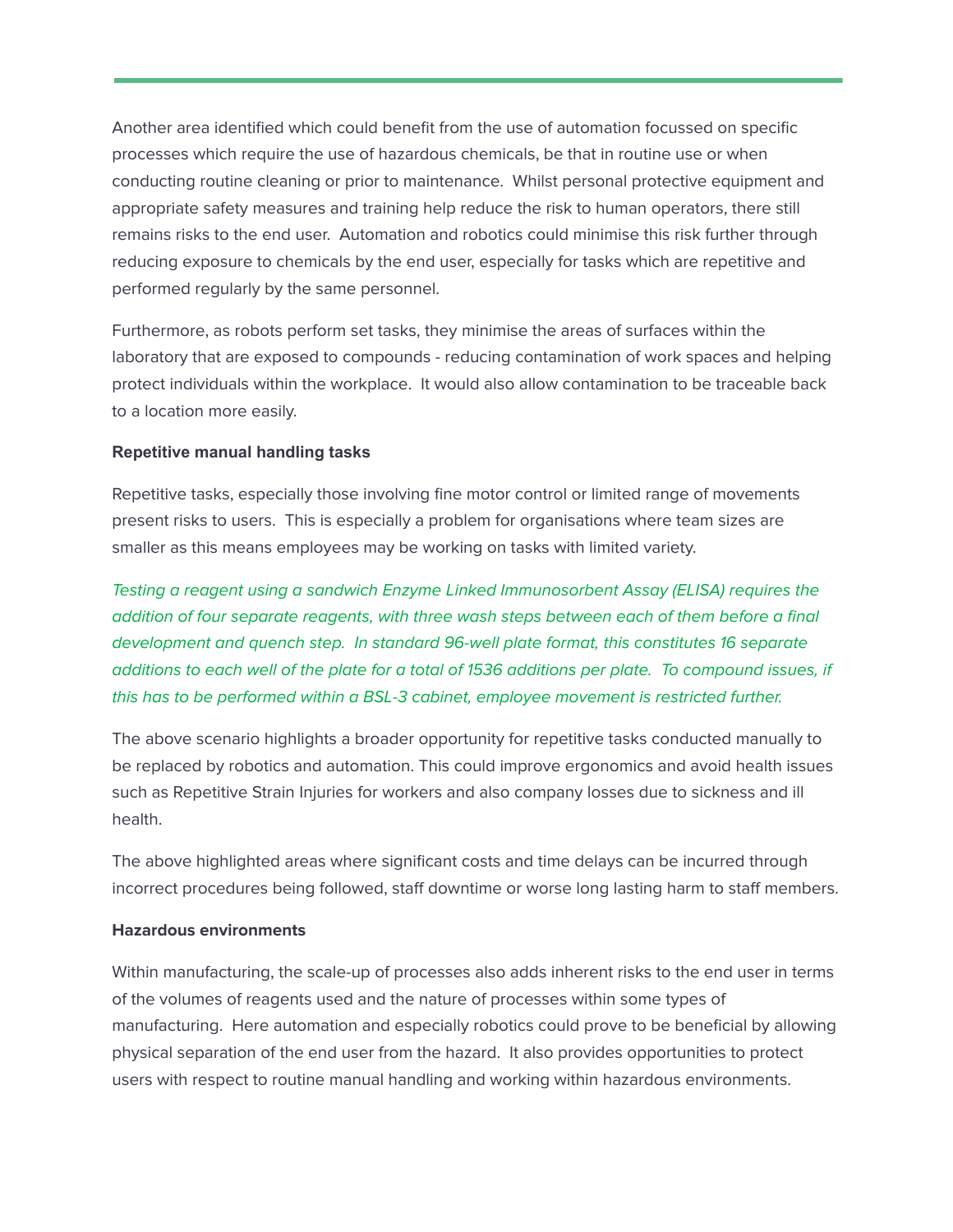Another area identified which could benefit from the use of automation focussed on specific processes which require the use of hazardous chemicals, be that in routine use or when conducting routine cleaning or prior to maintenance.  Whilst personal protective equipment and appropriate safety measures and training help reduce the risk to human operators, there still remains risks to the end user.  Automation and robotics could minimise this risk further through reducing exposure to chemicals by the end user, especially for tasks which are repetitive and performed regularly by the same personnel.

Furthermore, as robots perform set tasks, they minimise the areas of surfaces within the laboratory that are exposed to compounds - reducing contamination of work spaces and helping protect individuals within the workplace.  It would also allow contamination to be traceable back to a location more easily.

**Repetitive manual handling tasks**

Repetitive tasks, especially those involving fine motor control or limited range of movements present risks to users.  This is especially a problem for organisations where team sizes are smaller as this means employees may be working on tasks with limited variety.

*Testing a reagent using a sandwich Enzyme Linked Immunosorbent Assay (ELISA) requires the addition of four separate reagents, with three wash steps between each of them before a final development and quench step.  In standard 96-well plate format, this constitutes 16 separate additions to each well of the plate for a total of 1536 additions per plate.  To compound issues, if this has to be performed within a BSL-3 cabinet, employee movement is restricted further.*

The above scenario highlights a broader opportunity for repetitive tasks conducted manually to be replaced by robotics and automation. This could improve ergonomics and avoid health issues such as Repetitive Strain Injuries for workers and also company losses due to sickness and ill health.

The above highlighted areas where significant costs and time delays can be incurred through incorrect procedures being followed, staff downtime or worse long lasting harm to staff members.

**Hazardous environments**

Within manufacturing, the scale-up of processes also adds inherent risks to the end user in terms of the volumes of reagents used and the nature of processes within some types of manufacturing.  Here automation and especially robotics could prove to be beneficial by allowing physical separation of the end user from the hazard.  It also provides opportunities to protect users with respect to routine manual handling and working within hazardous environments.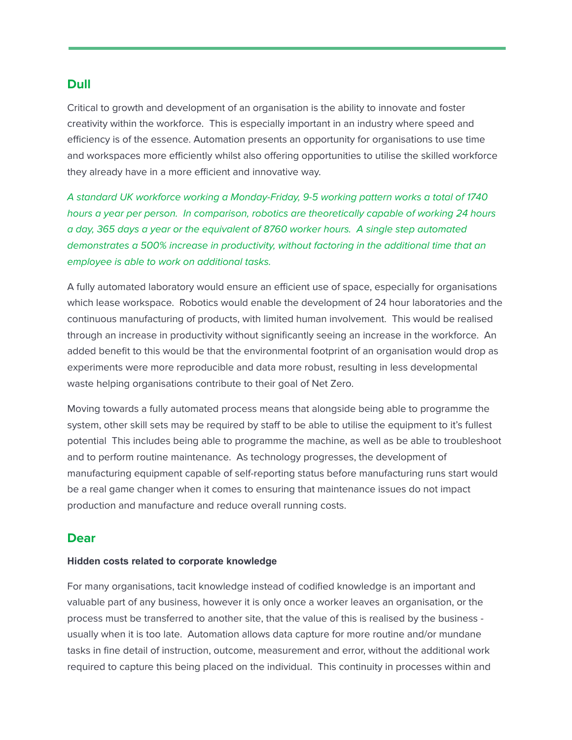## Dull

Critical to growth and development of an organisation is the ability to innovate and foster creativity within the workforce.  This is especially important in an industry where speed and efficiency is of the essence. Automation presents an opportunity for organisations to use time and workspaces more efficiently whilst also offering opportunities to utilise the skilled workforce they already have in a more efficient and innovative way.

*A standard UK workforce working a Monday-Friday, 9-5 working pattern works a total of 1740 hours a year per person.  In comparison, robotics are theoretically capable of working 24 hours a day, 365 days a year or the equivalent of 8760 worker hours.  A single step automated demonstrates a 500% increase in productivity, without factoring in the additional time that an employee is able to work on additional tasks.*

A fully automated laboratory would ensure an efficient use of space, especially for organisations which lease workspace.  Robotics would enable the development of 24 hour laboratories and the continuous manufacturing of products, with limited human involvement.  This would be realised through an increase in productivity without significantly seeing an increase in the workforce.  An added benefit to this would be that the environmental footprint of an organisation would drop as experiments were more reproducible and data more robust, resulting in less developmental waste helping organisations contribute to their goal of Net Zero.

Moving towards a fully automated process means that alongside being able to programme the system, other skill sets may be required by staff to be able to utilise the equipment to it's fullest potential  This includes being able to programme the machine, as well as be able to troubleshoot and to perform routine maintenance.  As technology progresses, the development of manufacturing equipment capable of self-reporting status before manufacturing runs start would be a real game changer when it comes to ensuring that maintenance issues do not impact production and manufacture and reduce overall running costs.

## Dear

#### Hidden costs related to corporate knowledge

For many organisations, tacit knowledge instead of codified knowledge is an important and valuable part of any business, however it is only once a worker leaves an organisation, or the process must be transferred to another site, that the value of this is realised by the business - usually when it is too late.  Automation allows data capture for more routine and/or mundane tasks in fine detail of instruction, outcome, measurement and error, without the additional work required to capture this being placed on the individual.  This continuity in processes within and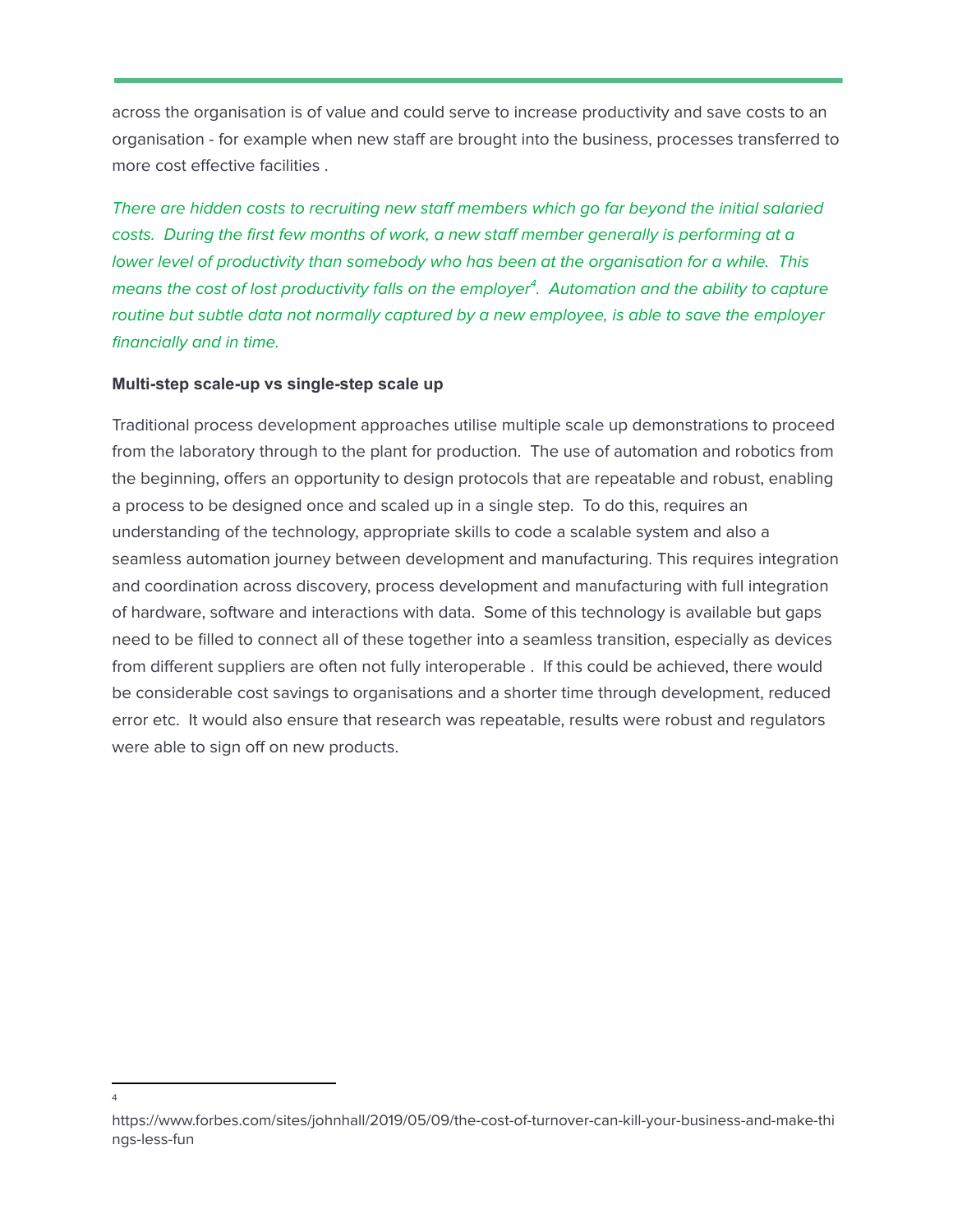across the organisation is of value and could serve to increase productivity and save costs to an organisation - for example when new staff are brought into the business, processes transferred to more cost effective facilities .

*There are hidden costs to recruiting new staff members which go far beyond the initial salaried costs. During the first few months of work, a new staff member generally is performing at a lower level of productivity than somebody who has been at the organisation for a while. This means the cost of lost productivity falls on the employer[4]. Automation and the ability to capture routine but subtle data not normally captured by a new employee, is able to save the employer financially and in time.*

**Multi-step scale-up vs single-step scale up**

Traditional process development approaches utilise multiple scale up demonstrations to proceed from the laboratory through to the plant for production. The use of automation and robotics from the beginning, offers an opportunity to design protocols that are repeatable and robust, enabling a process to be designed once and scaled up in a single step. To do this, requires an understanding of the technology, appropriate skills to code a scalable system and also a seamless automation journey between development and manufacturing. This requires integration and coordination across discovery, process development and manufacturing with full integration of hardware, software and interactions with data. Some of this technology is available but gaps need to be filled to connect all of these together into a seamless transition, especially as devices from different suppliers are often not fully interoperable . If this could be achieved, there would be considerable cost savings to organisations and a shorter time through development, reduced error etc. It would also ensure that research was repeatable, results were robust and regulators were able to sign off on new products.

---

[4] https://www.forbes.com/sites/johnhall/2019/05/09/the-cost-of-turnover-can-kill-your-business-and-make-things-less-fun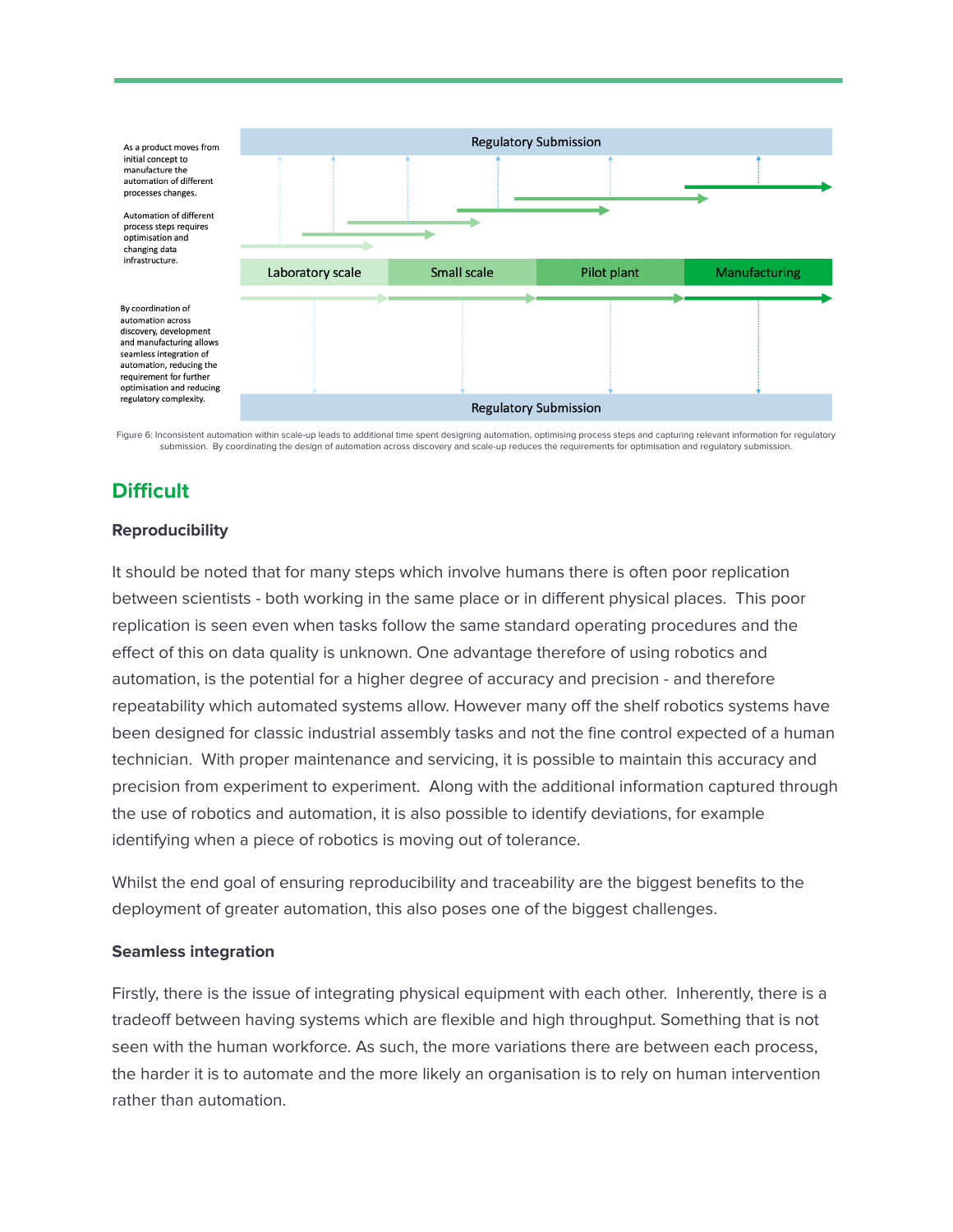As a product moves from initial concept to manufacture the automation of different processes changes.

Automation of different process steps requires optimisation and changing data infrastructure.

Regulatory Submission

Laboratory scale

Small scale

Pilot plant

Manufacturing

By coordination of automation across discovery, development and manufacturing allows seamless integration of automation, reducing the requirement for further optimisation and reducing regulatory complexity.

Regulatory Submission

Figure 6: Inconsistent automation within scale-up leads to additional time spent designing automation, optimising process steps and capturing relevant information for regulatory submission. By coordinating the design of automation across discovery and scale-up reduces the requirements for optimisation and regulatory submission.

## Difficult

### Reproducibility

It should be noted that for many steps which involve humans there is often poor replication between scientists - both working in the same place or in different physical places. This poor replication is seen even when tasks follow the same standard operating procedures and the effect of this on data quality is unknown. One advantage therefore of using robotics and automation, is the potential for a higher degree of accuracy and precision - and therefore repeatability which automated systems allow. However many off the shelf robotics systems have been designed for classic industrial assembly tasks and not the fine control expected of a human technician. With proper maintenance and servicing, it is possible to maintain this accuracy and precision from experiment to experiment. Along with the additional information captured through the use of robotics and automation, it is also possible to identify deviations, for example identifying when a piece of robotics is moving out of tolerance.

Whilst the end goal of ensuring reproducibility and traceability are the biggest benefits to the deployment of greater automation, this also poses one of the biggest challenges.

### Seamless integration

Firstly, there is the issue of integrating physical equipment with each other. Inherently, there is a tradeoff between having systems which are flexible and high throughput. Something that is not seen with the human workforce. As such, the more variations there are between each process, the harder it is to automate and the more likely an organisation is to rely on human intervention rather than automation.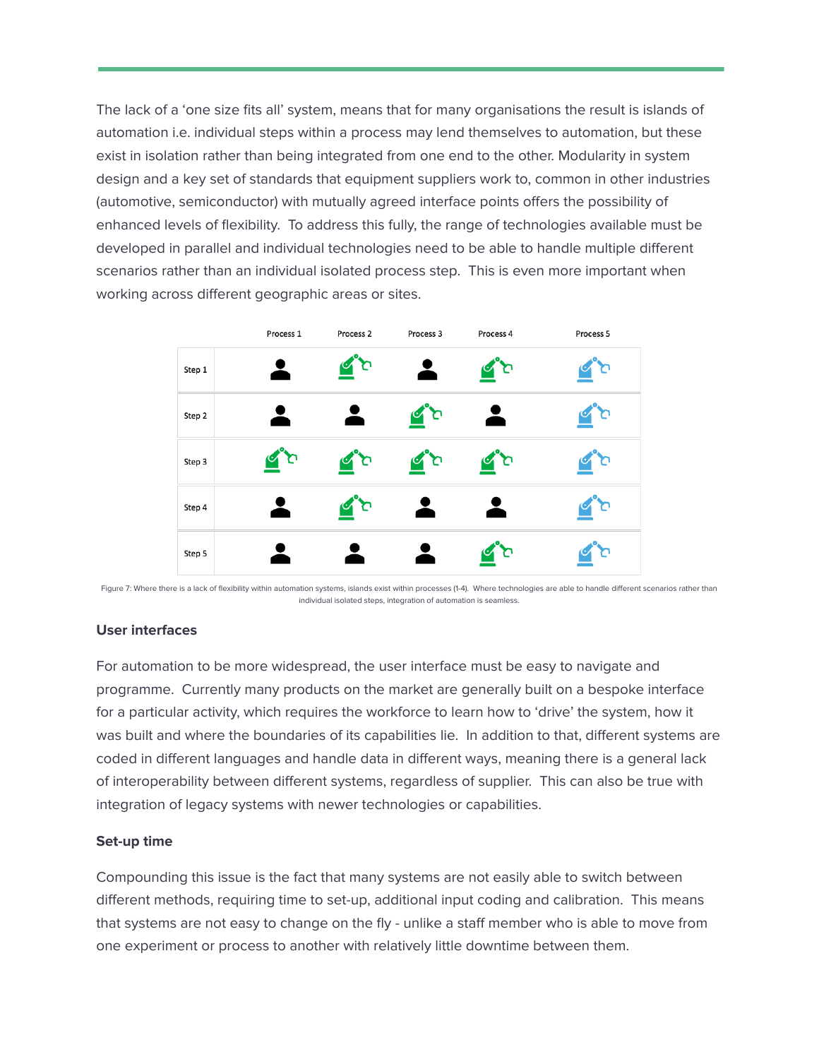The lack of a ‘one size fits all’ system, means that for many organisations the result is islands of automation i.e. individual steps within a process may lend themselves to automation, but these exist in isolation rather than being integrated from one end to the other. Modularity in system design and a key set of standards that equipment suppliers work to, common in other industries (automotive, semiconductor) with mutually agreed interface points offers the possibility of enhanced levels of flexibility. To address this fully, the range of technologies available must be developed in parallel and individual technologies need to be able to handle multiple different scenarios rather than an individual isolated process step. This is even more important when working across different geographic areas or sites.

Process 1
Process 2
Process 3
Process 4
Process 5

Step 1
Step 2
Step 3
Step 4
Step 5

Figure 7: Where there is a lack of flexibility within automation systems, islands exist within processes (1-4). Where technologies are able to handle different scenarios rather than individual isolated steps, integration of automation is seamless.

### User interfaces

For automation to be more widespread, the user interface must be easy to navigate and programme. Currently many products on the market are generally built on a bespoke interface for a particular activity, which requires the workforce to learn how to ‘drive’ the system, how it was built and where the boundaries of its capabilities lie. In addition to that, different systems are coded in different languages and handle data in different ways, meaning there is a general lack of interoperability between different systems, regardless of supplier. This can also be true with integration of legacy systems with newer technologies or capabilities.

### Set-up time

Compounding this issue is the fact that many systems are not easily able to switch between different methods, requiring time to set-up, additional input coding and calibration. This means that systems are not easy to change on the fly - unlike a staff member who is able to move from one experiment or process to another with relatively little downtime between them.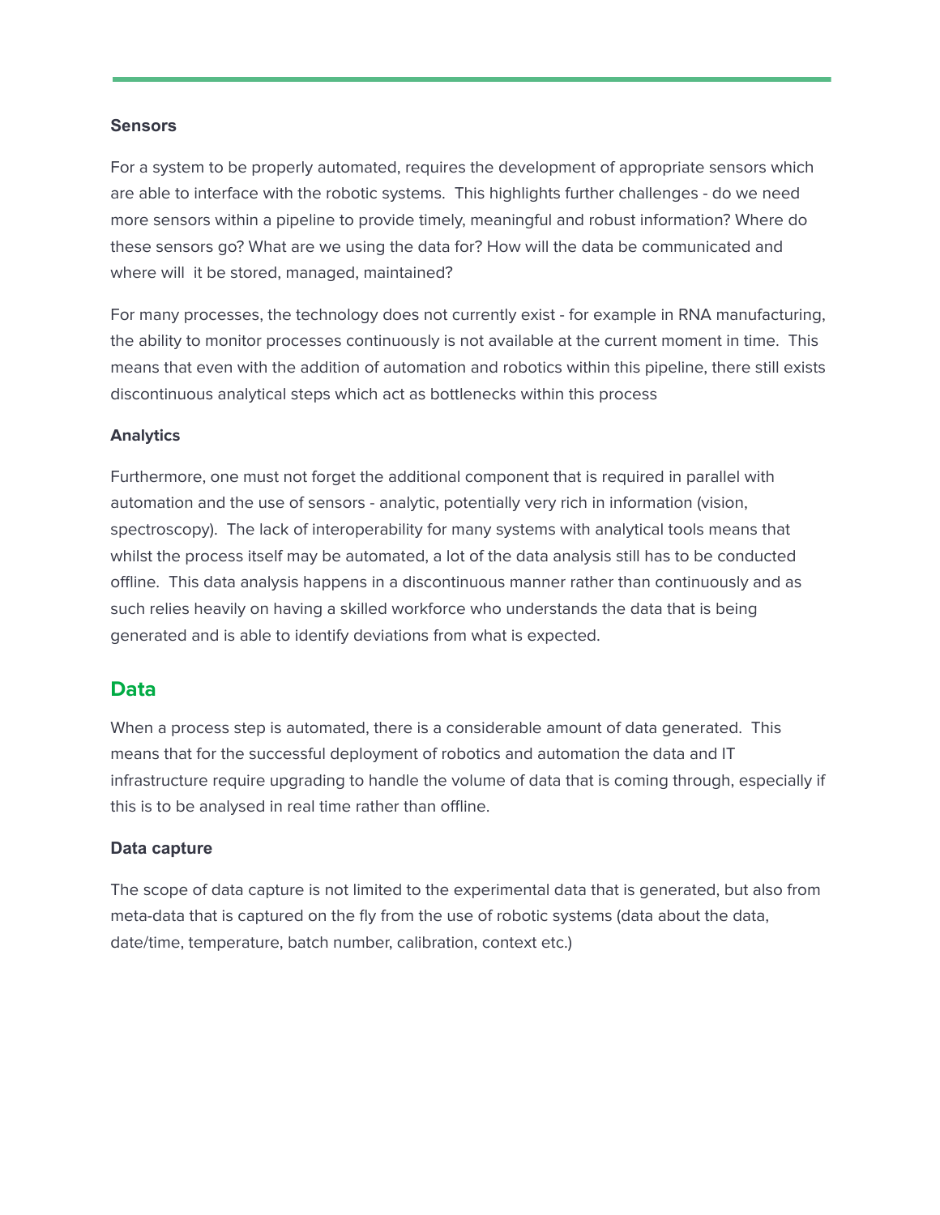### Sensors

For a system to be properly automated, requires the development of appropriate sensors which are able to interface with the robotic systems. This highlights further challenges - do we need more sensors within a pipeline to provide timely, meaningful and robust information? Where do these sensors go? What are we using the data for? How will the data be communicated and where will it be stored, managed, maintained?

For many processes, the technology does not currently exist - for example in RNA manufacturing, the ability to monitor processes continuously is not available at the current moment in time. This means that even with the addition of automation and robotics within this pipeline, there still exists discontinuous analytical steps which act as bottlenecks within this process

### Analytics

Furthermore, one must not forget the additional component that is required in parallel with automation and the use of sensors - analytic, potentially very rich in information (vision, spectroscopy). The lack of interoperability for many systems with analytical tools means that whilst the process itself may be automated, a lot of the data analysis still has to be conducted offline. This data analysis happens in a discontinuous manner rather than continuously and as such relies heavily on having a skilled workforce who understands the data that is being generated and is able to identify deviations from what is expected.

## Data

When a process step is automated, there is a considerable amount of data generated. This means that for the successful deployment of robotics and automation the data and IT infrastructure require upgrading to handle the volume of data that is coming through, especially if this is to be analysed in real time rather than offline.

### Data capture

The scope of data capture is not limited to the experimental data that is generated, but also from meta-data that is captured on the fly from the use of robotic systems (data about the data, date/time, temperature, batch number, calibration, context etc.)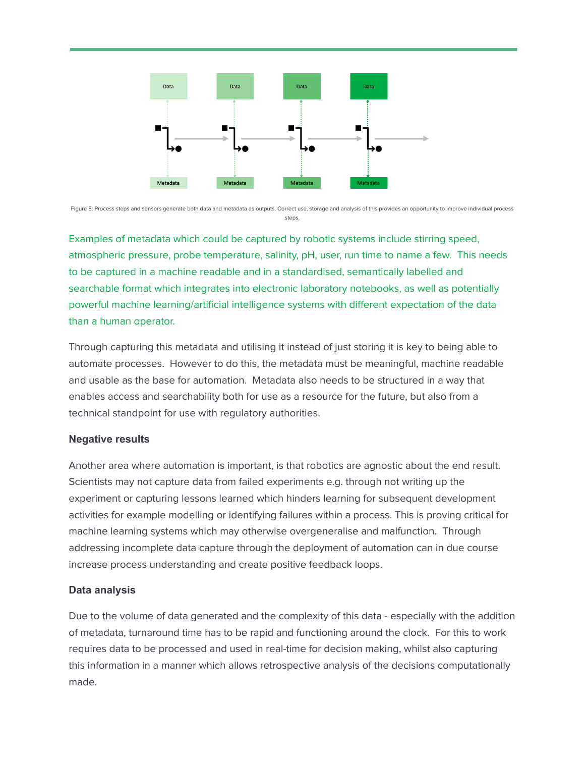Figure 8: Process steps and sensors generate both data and metadata as outputs. Correct use, storage and analysis of this provides an opportunity to improve individual process steps.

Examples of metadata which could be captured by robotic systems include stirring speed, atmospheric pressure, probe temperature, salinity, pH, user, run time to name a few. This needs to be captured in a machine readable and in a standardised, semantically labelled and searchable format which integrates into electronic laboratory notebooks, as well as potentially powerful machine learning/artificial intelligence systems with different expectation of the data than a human operator.

Through capturing this metadata and utilising it instead of just storing it is key to being able to automate processes. However to do this, the metadata must be meaningful, machine readable and usable as the base for automation. Metadata also needs to be structured in a way that enables access and searchability both for use as a resource for the future, but also from a technical standpoint for use with regulatory authorities.

### Negative results

Another area where automation is important, is that robotics are agnostic about the end result. Scientists may not capture data from failed experiments e.g. through not writing up the experiment or capturing lessons learned which hinders learning for subsequent development activities for example modelling or identifying failures within a process. This is proving critical for machine learning systems which may otherwise overgeneralise and malfunction. Through addressing incomplete data capture through the deployment of automation can in due course increase process understanding and create positive feedback loops.

### Data analysis

Due to the volume of data generated and the complexity of this data - especially with the addition of metadata, turnaround time has to be rapid and functioning around the clock. For this to work requires data to be processed and used in real-time for decision making, whilst also capturing this information in a manner which allows retrospective analysis of the decisions computationally made.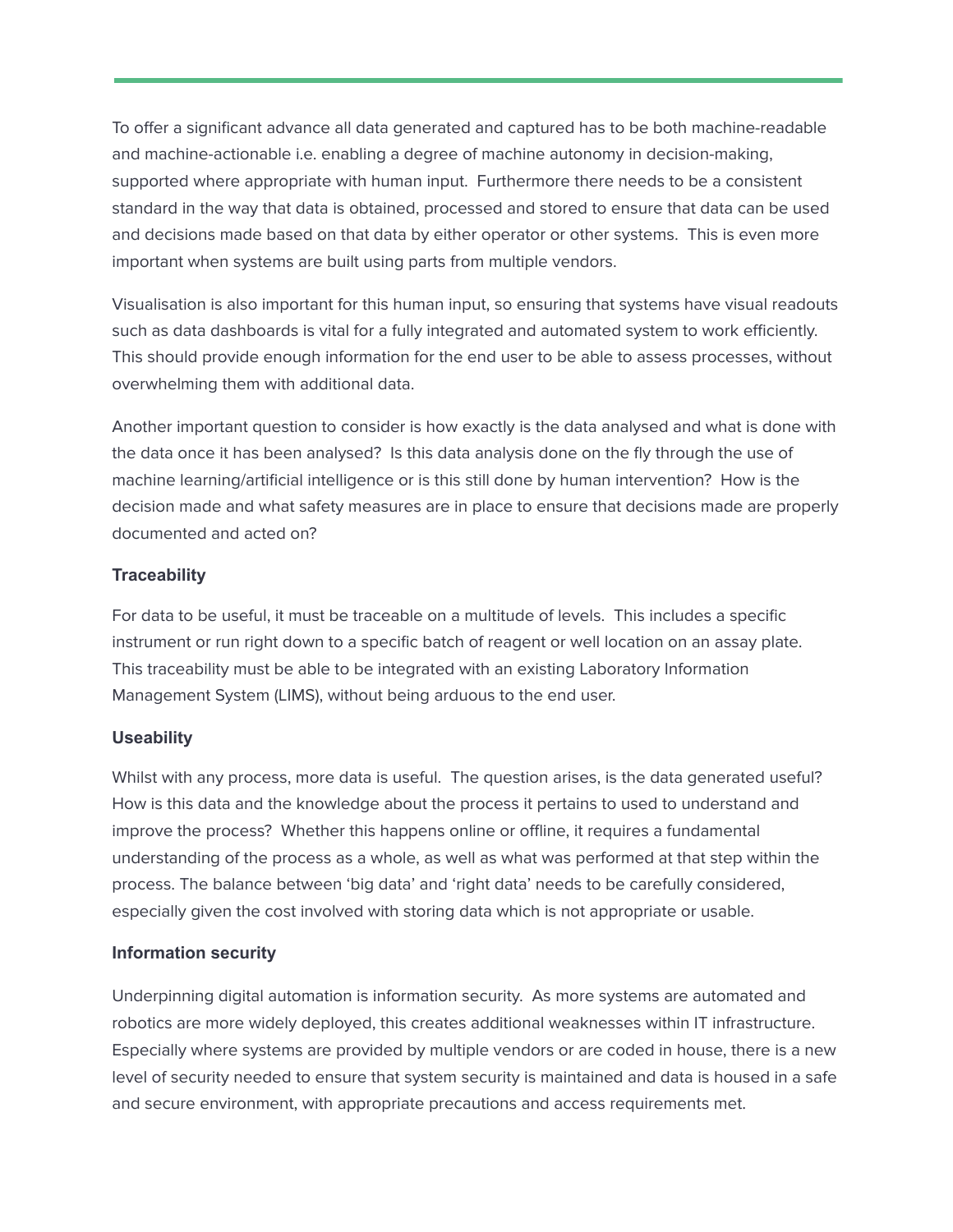To offer a significant advance all data generated and captured has to be both machine-readable and machine-actionable i.e. enabling a degree of machine autonomy in decision-making, supported where appropriate with human input.  Furthermore there needs to be a consistent standard in the way that data is obtained, processed and stored to ensure that data can be used and decisions made based on that data by either operator or other systems.  This is even more important when systems are built using parts from multiple vendors.

Visualisation is also important for this human input, so ensuring that systems have visual readouts such as data dashboards is vital for a fully integrated and automated system to work efficiently.  This should provide enough information for the end user to be able to assess processes, without overwhelming them with additional data.

Another important question to consider is how exactly is the data analysed and what is done with the data once it has been analysed?  Is this data analysis done on the fly through the use of machine learning/artificial intelligence or is this still done by human intervention?  How is the decision made and what safety measures are in place to ensure that decisions made are properly documented and acted on?

### Traceability

For data to be useful, it must be traceable on a multitude of levels.  This includes a specific instrument or run right down to a specific batch of reagent or well location on an assay plate.  This traceability must be able to be integrated with an existing Laboratory Information Management System (LIMS), without being arduous to the end user.

### Useability

Whilst with any process, more data is useful.  The question arises, is the data generated useful?  How is this data and the knowledge about the process it pertains to used to understand and improve the process?  Whether this happens online or offline, it requires a fundamental understanding of the process as a whole, as well as what was performed at that step within the process. The balance between 'big data' and 'right data' needs to be carefully considered, especially given the cost involved with storing data which is not appropriate or usable.

### Information security

Underpinning digital automation is information security.  As more systems are automated and robotics are more widely deployed, this creates additional weaknesses within IT infrastructure.  Especially where systems are provided by multiple vendors or are coded in house, there is a new level of security needed to ensure that system security is maintained and data is housed in a safe and secure environment, with appropriate precautions and access requirements met.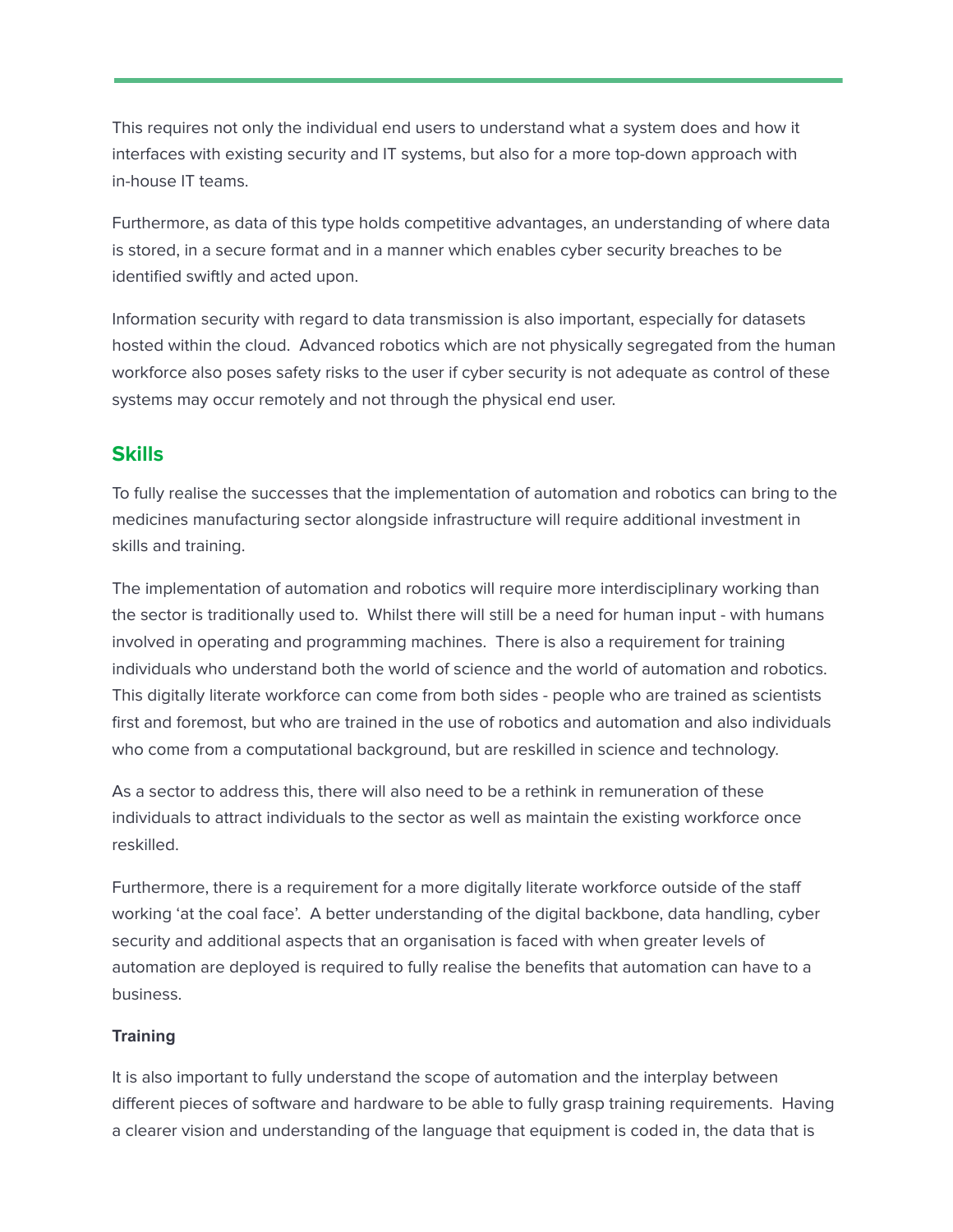This requires not only the individual end users to understand what a system does and how it interfaces with existing security and IT systems, but also for a more top-down approach with in-house IT teams.

Furthermore, as data of this type holds competitive advantages, an understanding of where data is stored, in a secure format and in a manner which enables cyber security breaches to be identified swiftly and acted upon.

Information security with regard to data transmission is also important, especially for datasets hosted within the cloud. Advanced robotics which are not physically segregated from the human workforce also poses safety risks to the user if cyber security is not adequate as control of these systems may occur remotely and not through the physical end user.

## Skills

To fully realise the successes that the implementation of automation and robotics can bring to the medicines manufacturing sector alongside infrastructure will require additional investment in skills and training.

The implementation of automation and robotics will require more interdisciplinary working than the sector is traditionally used to. Whilst there will still be a need for human input - with humans involved in operating and programming machines. There is also a requirement for training individuals who understand both the world of science and the world of automation and robotics. This digitally literate workforce can come from both sides - people who are trained as scientists first and foremost, but who are trained in the use of robotics and automation and also individuals who come from a computational background, but are reskilled in science and technology.

As a sector to address this, there will also need to be a rethink in remuneration of these individuals to attract individuals to the sector as well as maintain the existing workforce once reskilled.

Furthermore, there is a requirement for a more digitally literate workforce outside of the staff working 'at the coal face'. A better understanding of the digital backbone, data handling, cyber security and additional aspects that an organisation is faced with when greater levels of automation are deployed is required to fully realise the benefits that automation can have to a business.

### Training

It is also important to fully understand the scope of automation and the interplay between different pieces of software and hardware to be able to fully grasp training requirements. Having a clearer vision and understanding of the language that equipment is coded in, the data that is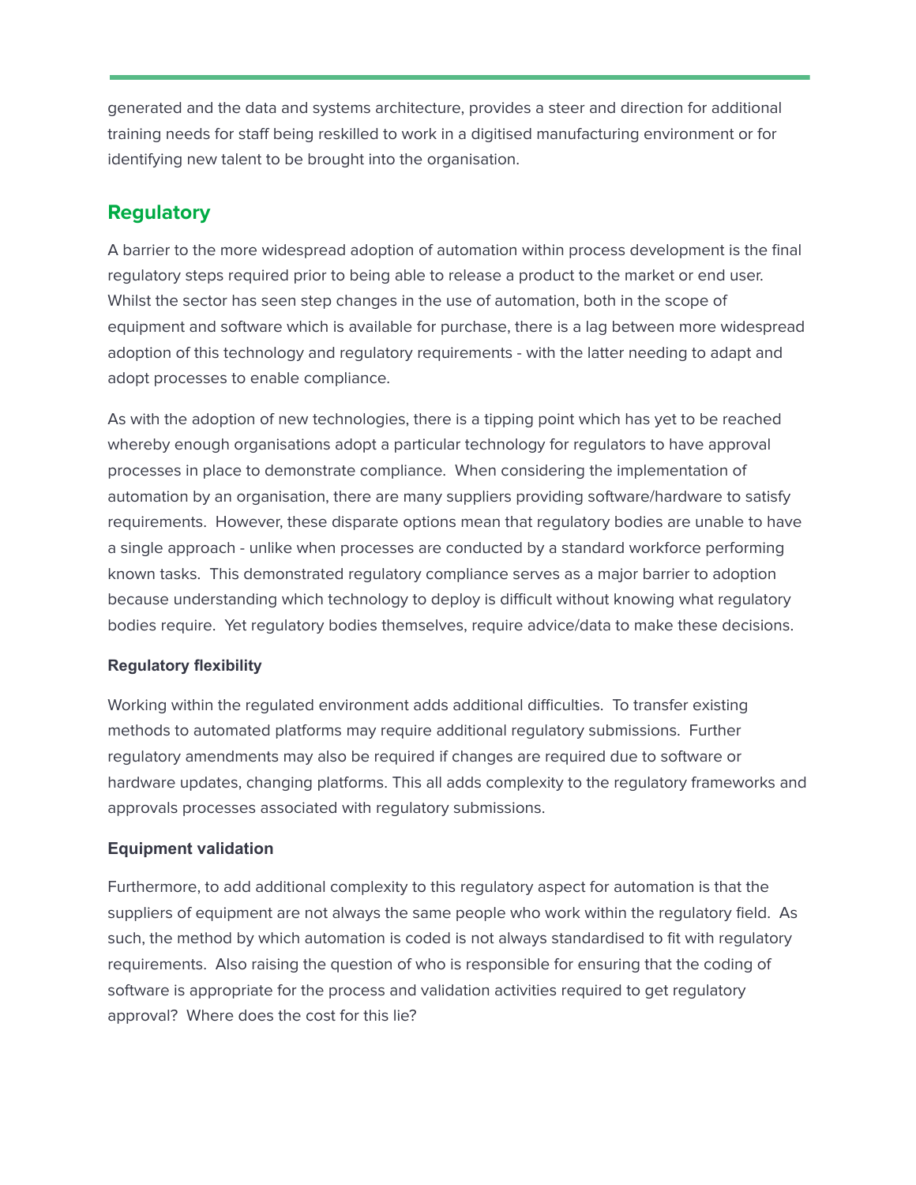generated and the data and systems architecture, provides a steer and direction for additional training needs for staff being reskilled to work in a digitised manufacturing environment or for identifying new talent to be brought into the organisation.

## Regulatory

A barrier to the more widespread adoption of automation within process development is the final regulatory steps required prior to being able to release a product to the market or end user. Whilst the sector has seen step changes in the use of automation, both in the scope of equipment and software which is available for purchase, there is a lag between more widespread adoption of this technology and regulatory requirements - with the latter needing to adapt and adopt processes to enable compliance.

As with the adoption of new technologies, there is a tipping point which has yet to be reached whereby enough organisations adopt a particular technology for regulators to have approval processes in place to demonstrate compliance. When considering the implementation of automation by an organisation, there are many suppliers providing software/hardware to satisfy requirements. However, these disparate options mean that regulatory bodies are unable to have a single approach - unlike when processes are conducted by a standard workforce performing known tasks. This demonstrated regulatory compliance serves as a major barrier to adoption because understanding which technology to deploy is difficult without knowing what regulatory bodies require. Yet regulatory bodies themselves, require advice/data to make these decisions.

### Regulatory flexibility

Working within the regulated environment adds additional difficulties. To transfer existing methods to automated platforms may require additional regulatory submissions. Further regulatory amendments may also be required if changes are required due to software or hardware updates, changing platforms. This all adds complexity to the regulatory frameworks and approvals processes associated with regulatory submissions.

### Equipment validation

Furthermore, to add additional complexity to this regulatory aspect for automation is that the suppliers of equipment are not always the same people who work within the regulatory field. As such, the method by which automation is coded is not always standardised to fit with regulatory requirements. Also raising the question of who is responsible for ensuring that the coding of software is appropriate for the process and validation activities required to get regulatory approval? Where does the cost for this lie?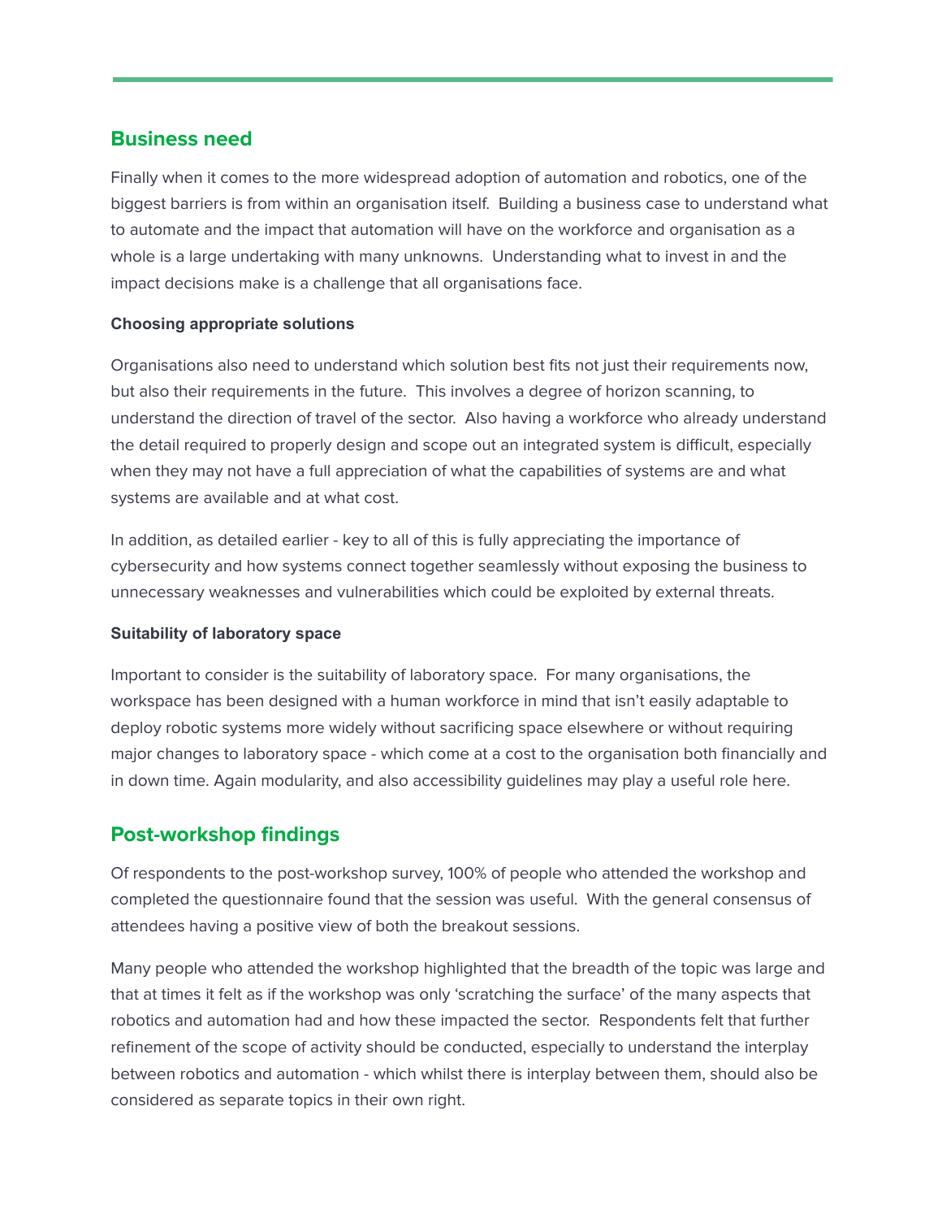## Business need

Finally when it comes to the more widespread adoption of automation and robotics, one of the biggest barriers is from within an organisation itself. Building a business case to understand what to automate and the impact that automation will have on the workforce and organisation as a whole is a large undertaking with many unknowns. Understanding what to invest in and the impact decisions make is a challenge that all organisations face.

#### Choosing appropriate solutions

Organisations also need to understand which solution best fits not just their requirements now, but also their requirements in the future. This involves a degree of horizon scanning, to understand the direction of travel of the sector. Also having a workforce who already understand the detail required to properly design and scope out an integrated system is difficult, especially when they may not have a full appreciation of what the capabilities of systems are and what systems are available and at what cost.

In addition, as detailed earlier - key to all of this is fully appreciating the importance of cybersecurity and how systems connect together seamlessly without exposing the business to unnecessary weaknesses and vulnerabilities which could be exploited by external threats.

#### Suitability of laboratory space

Important to consider is the suitability of laboratory space. For many organisations, the workspace has been designed with a human workforce in mind that isn't easily adaptable to deploy robotic systems more widely without sacrificing space elsewhere or without requiring major changes to laboratory space - which come at a cost to the organisation both financially and in down time. Again modularity, and also accessibility guidelines may play a useful role here.

## Post-workshop findings

Of respondents to the post-workshop survey, 100% of people who attended the workshop and completed the questionnaire found that the session was useful. With the general consensus of attendees having a positive view of both the breakout sessions.

Many people who attended the workshop highlighted that the breadth of the topic was large and that at times it felt as if the workshop was only 'scratching the surface' of the many aspects that robotics and automation had and how these impacted the sector. Respondents felt that further refinement of the scope of activity should be conducted, especially to understand the interplay between robotics and automation - which whilst there is interplay between them, should also be considered as separate topics in their own right.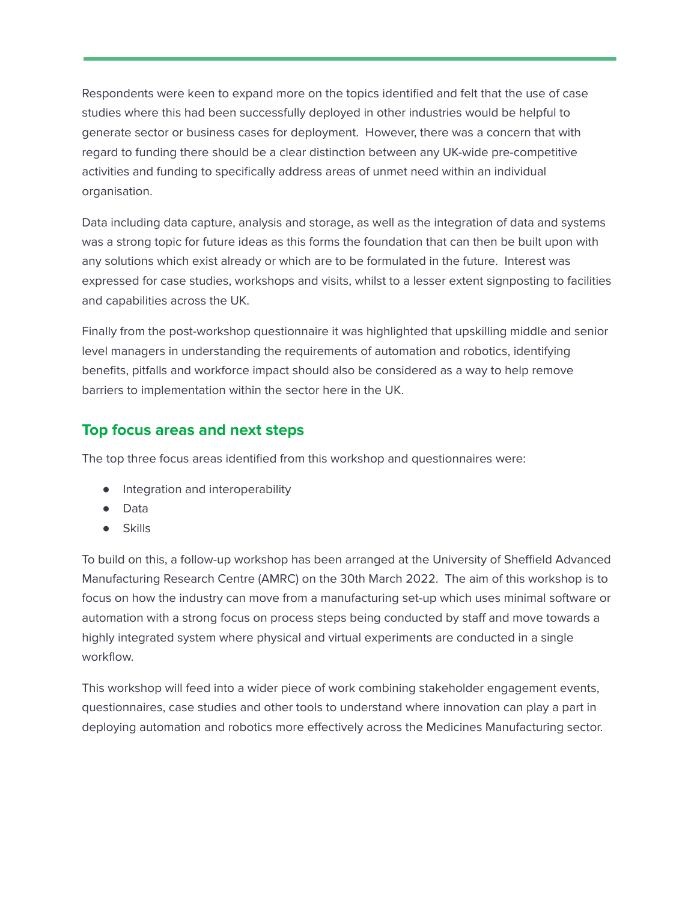Respondents were keen to expand more on the topics identified and felt that the use of case studies where this had been successfully deployed in other industries would be helpful to generate sector or business cases for deployment. However, there was a concern that with regard to funding there should be a clear distinction between any UK-wide pre-competitive activities and funding to specifically address areas of unmet need within an individual organisation.

Data including data capture, analysis and storage, as well as the integration of data and systems was a strong topic for future ideas as this forms the foundation that can then be built upon with any solutions which exist already or which are to be formulated in the future. Interest was expressed for case studies, workshops and visits, whilst to a lesser extent signposting to facilities and capabilities across the UK.

Finally from the post-workshop questionnaire it was highlighted that upskilling middle and senior level managers in understanding the requirements of automation and robotics, identifying benefits, pitfalls and workforce impact should also be considered as a way to help remove barriers to implementation within the sector here in the UK.

## Top focus areas and next steps

The top three focus areas identified from this workshop and questionnaires were:

- Integration and interoperability
- Data
- Skills

To build on this, a follow-up workshop has been arranged at the University of Sheffield Advanced Manufacturing Research Centre (AMRC) on the 30th March 2022. The aim of this workshop is to focus on how the industry can move from a manufacturing set-up which uses minimal software or automation with a strong focus on process steps being conducted by staff and move towards a highly integrated system where physical and virtual experiments are conducted in a single workflow.

This workshop will feed into a wider piece of work combining stakeholder engagement events, questionnaires, case studies and other tools to understand where innovation can play a part in deploying automation and robotics more effectively across the Medicines Manufacturing sector.